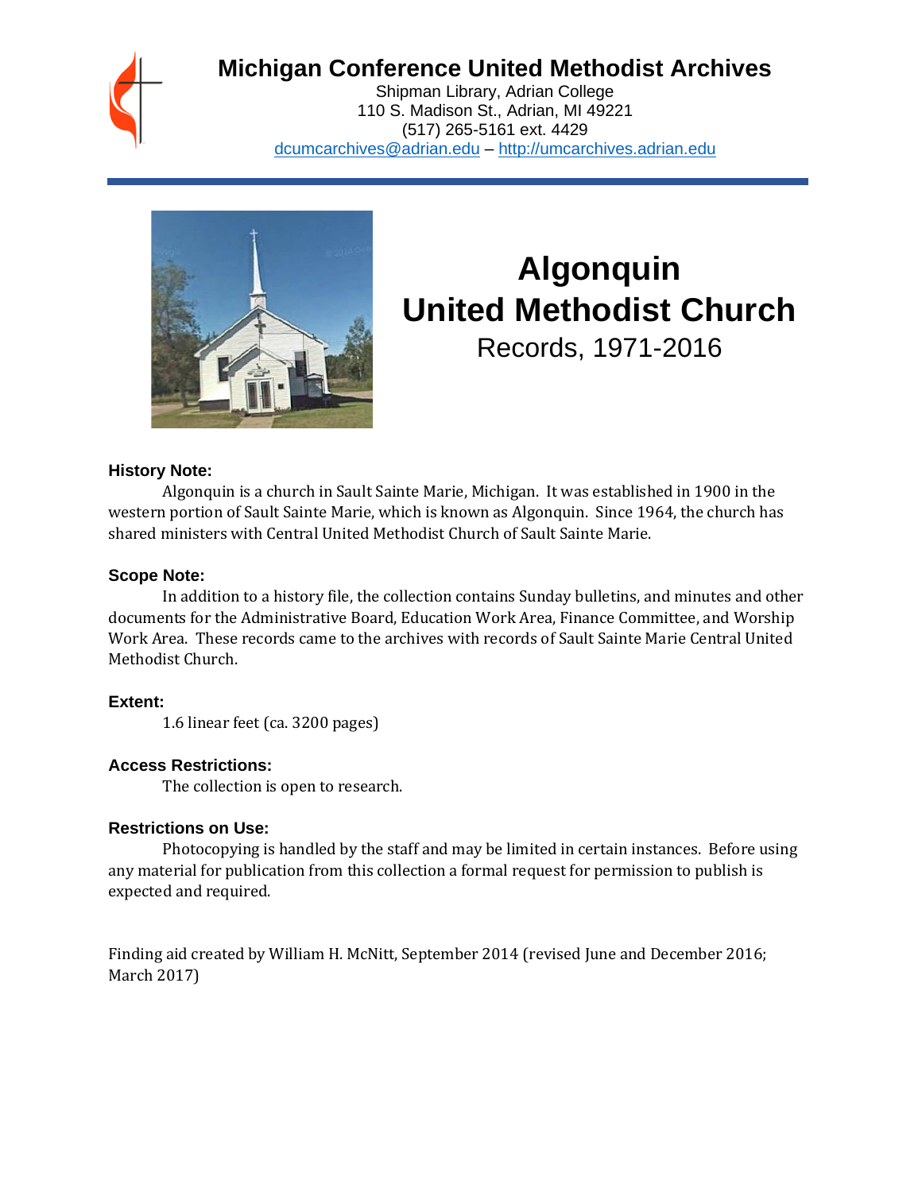# Michigan Conference United Methodist Archives

Shipman Library, Adrian College
110 S. Madison St., Adrian, MI 49221
(517) 265-5161 ext. 4429
dcumcarchives@adrian.edu – http://umcarchives.adrian.edu

# Algonquin United Methodist Church

## Records, 1971-2016

### History Note:

Algonquin is a church in Sault Sainte Marie, Michigan. It was established in 1900 in the western portion of Sault Sainte Marie, which is known as Algonquin. Since 1964, the church has shared ministers with Central United Methodist Church of Sault Sainte Marie.

### Scope Note:

In addition to a history file, the collection contains Sunday bulletins, and minutes and other documents for the Administrative Board, Education Work Area, Finance Committee, and Worship Work Area. These records came to the archives with records of Sault Sainte Marie Central United Methodist Church.

### Extent:

1.6 linear feet (ca. 3200 pages)

### Access Restrictions:

The collection is open to research.

### Restrictions on Use:

Photocopying is handled by the staff and may be limited in certain instances. Before using any material for publication from this collection a formal request for permission to publish is expected and required.

Finding aid created by William H. McNitt, September 2014 (revised June and December 2016; March 2017)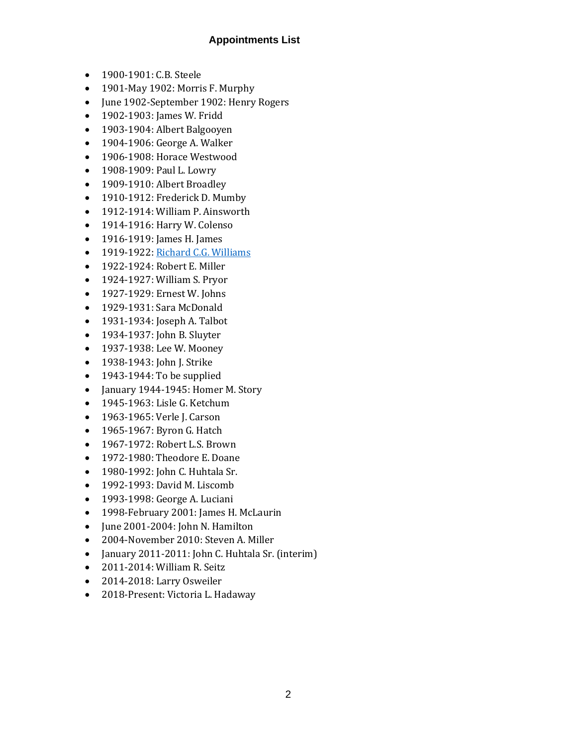## Appointments List

- 1900-1901: C.B. Steele
- 1901-May 1902: Morris F. Murphy
- June 1902-September 1902: Henry Rogers
- 1902-1903: James W. Fridd
- 1903-1904: Albert Balgooyen
- 1904-1906: George A. Walker
- 1906-1908: Horace Westwood
- 1908-1909: Paul L. Lowry
- 1909-1910: Albert Broadley
- 1910-1912: Frederick D. Mumby
- 1912-1914: William P. Ainsworth
- 1914-1916: Harry W. Colenso
- 1916-1919: James H. James
- 1919-1922: Richard C.G. Williams
- 1922-1924: Robert E. Miller
- 1924-1927: William S. Pryor
- 1927-1929: Ernest W. Johns
- 1929-1931: Sara McDonald
- 1931-1934: Joseph A. Talbot
- 1934-1937: John B. Sluyter
- 1937-1938: Lee W. Mooney
- 1938-1943: John J. Strike
- 1943-1944: To be supplied
- January 1944-1945: Homer M. Story
- 1945-1963: Lisle G. Ketchum
- 1963-1965: Verle J. Carson
- 1965-1967: Byron G. Hatch
- 1967-1972: Robert L.S. Brown
- 1972-1980: Theodore E. Doane
- 1980-1992: John C. Huhtala Sr.
- 1992-1993: David M. Liscomb
- 1993-1998: George A. Luciani
- 1998-February 2001: James H. McLaurin
- June 2001-2004: John N. Hamilton
- 2004-November 2010: Steven A. Miller
- January 2011-2011: John C. Huhtala Sr. (interim)
- 2011-2014: William R. Seitz
- 2014-2018: Larry Osweiler
- 2018-Present: Victoria L. Hadaway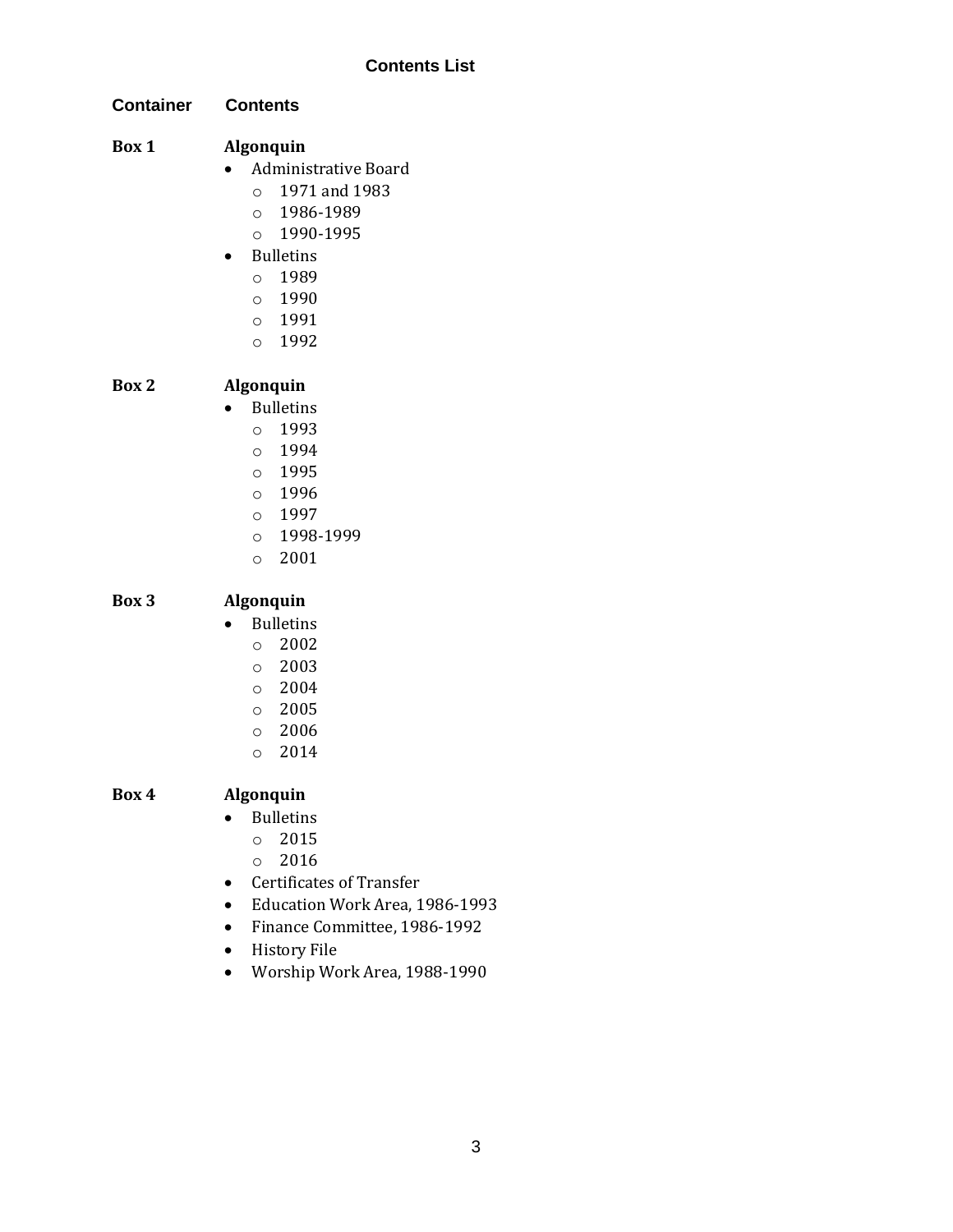## Contents List

**Container** **Contents**

**Box 1** **Algonquin**

- Administrative Board
  - 1971 and 1983
  - 1986-1989
  - 1990-1995
- Bulletins
  - 1989
  - 1990
  - 1991
  - 1992

**Box 2** **Algonquin**

- Bulletins
  - 1993
  - 1994
  - 1995
  - 1996
  - 1997
  - 1998-1999
  - 2001

**Box 3** **Algonquin**

- Bulletins
  - 2002
  - 2003
  - 2004
  - 2005
  - 2006
  - 2014

**Box 4** **Algonquin**

- Bulletins
  - 2015
  - 2016
- Certificates of Transfer
- Education Work Area, 1986-1993
- Finance Committee, 1986-1992
- History File
- Worship Work Area, 1988-1990